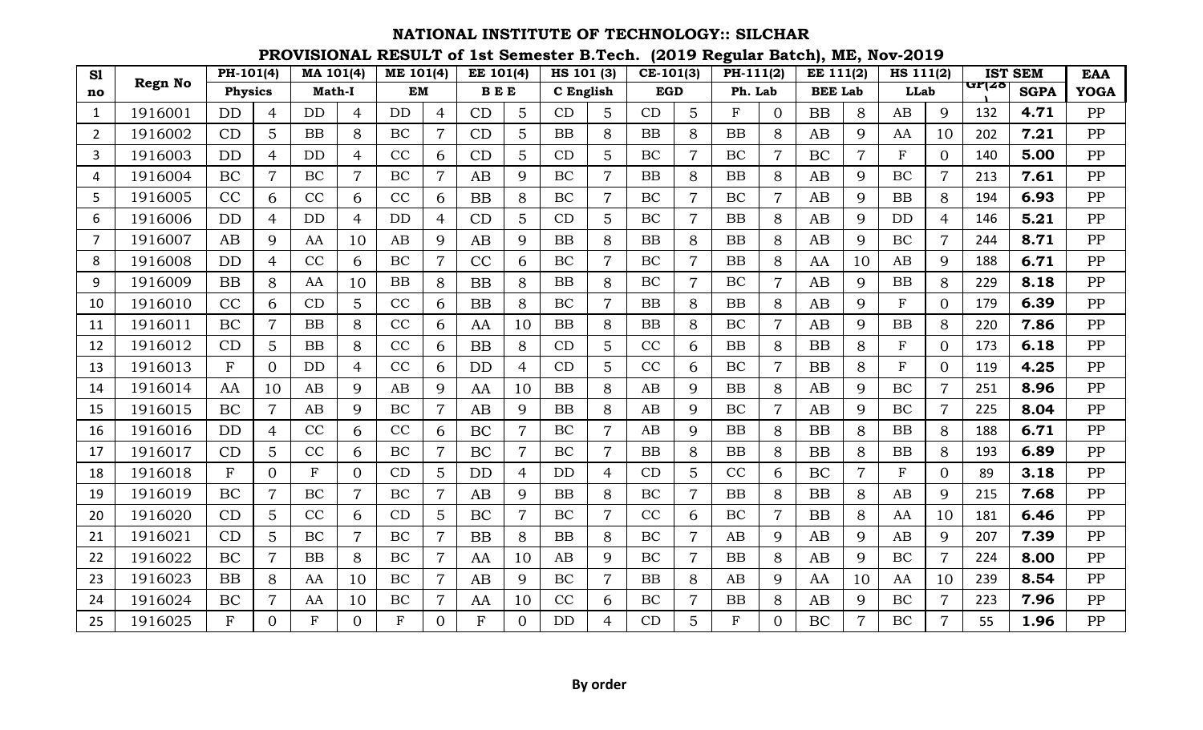# NATIONAL INSTITUTE OF TECHNOLOGY:: SILCHAR

## PROVISIONAL RESULT of 1st Semester B.Tech. (2019 Regular Batch), ME, Nov-2019

| Sl no | Regn No | PH-101(4) | | MA 101(4) | | ME 101(4) | | EE 101(4) | | HS 101 (3) | | CE-101(3) | | PH-111(2) | | EE 111(2) | | HS 111(2) | | IST SEM | | EAA |
|---|---|---|---|---|---|---|---|---|---|---|---|---|---|---|---|---|---|---|---|---|---|---|
| | | Physics | | Math-I | | EM | | B E E | | C English | | EGD | | Ph. Lab | | BEE Lab | | LLab | | GP(28) | SGPA | YOGA |
| 1 | 1916001 | DD | 4 | DD | 4 | DD | 4 | CD | 5 | CD | 5 | CD | 5 | F | 0 | BB | 8 | AB | 9 | 132 | **4.71** | PP |
| 2 | 1916002 | CD | 5 | BB | 8 | BC | 7 | CD | 5 | BB | 8 | BB | 8 | BB | 8 | AB | 9 | AA | 10 | 202 | **7.21** | PP |
| 3 | 1916003 | DD | 4 | DD | 4 | CC | 6 | CD | 5 | CD | 5 | BC | 7 | BC | 7 | BC | 7 | F | 0 | 140 | **5.00** | PP |
| 4 | 1916004 | BC | 7 | BC | 7 | BC | 7 | AB | 9 | BC | 7 | BB | 8 | BB | 8 | AB | 9 | BC | 7 | 213 | **7.61** | PP |
| 5 | 1916005 | CC | 6 | CC | 6 | CC | 6 | BB | 8 | BC | 7 | BC | 7 | BC | 7 | AB | 9 | BB | 8 | 194 | **6.93** | PP |
| 6 | 1916006 | DD | 4 | DD | 4 | DD | 4 | CD | 5 | CD | 5 | BC | 7 | BB | 8 | AB | 9 | DD | 4 | 146 | **5.21** | PP |
| 7 | 1916007 | AB | 9 | AA | 10 | AB | 9 | AB | 9 | BB | 8 | BB | 8 | BB | 8 | AB | 9 | BC | 7 | 244 | **8.71** | PP |
| 8 | 1916008 | DD | 4 | CC | 6 | BC | 7 | CC | 6 | BC | 7 | BC | 7 | BB | 8 | AA | 10 | AB | 9 | 188 | **6.71** | PP |
| 9 | 1916009 | BB | 8 | AA | 10 | BB | 8 | BB | 8 | BB | 8 | BC | 7 | BC | 7 | AB | 9 | BB | 8 | 229 | **8.18** | PP |
| 10 | 1916010 | CC | 6 | CD | 5 | CC | 6 | BB | 8 | BC | 7 | BB | 8 | BB | 8 | AB | 9 | F | 0 | 179 | **6.39** | PP |
| 11 | 1916011 | BC | 7 | BB | 8 | CC | 6 | AA | 10 | BB | 8 | BB | 8 | BC | 7 | AB | 9 | BB | 8 | 220 | **7.86** | PP |
| 12 | 1916012 | CD | 5 | BB | 8 | CC | 6 | BB | 8 | CD | 5 | CC | 6 | BB | 8 | BB | 8 | F | 0 | 173 | **6.18** | PP |
| 13 | 1916013 | F | 0 | DD | 4 | CC | 6 | DD | 4 | CD | 5 | CC | 6 | BC | 7 | BB | 8 | F | 0 | 119 | **4.25** | PP |
| 14 | 1916014 | AA | 10 | AB | 9 | AB | 9 | AA | 10 | BB | 8 | AB | 9 | BB | 8 | AB | 9 | BC | 7 | 251 | **8.96** | PP |
| 15 | 1916015 | BC | 7 | AB | 9 | BC | 7 | AB | 9 | BB | 8 | AB | 9 | BC | 7 | AB | 9 | BC | 7 | 225 | **8.04** | PP |
| 16 | 1916016 | DD | 4 | CC | 6 | CC | 6 | BC | 7 | BC | 7 | AB | 9 | BB | 8 | BB | 8 | BB | 8 | 188 | **6.71** | PP |
| 17 | 1916017 | CD | 5 | CC | 6 | BC | 7 | BC | 7 | BC | 7 | BB | 8 | BB | 8 | BB | 8 | BB | 8 | 193 | **6.89** | PP |
| 18 | 1916018 | F | 0 | F | 0 | CD | 5 | DD | 4 | DD | 4 | CD | 5 | CC | 6 | BC | 7 | F | 0 | 89 | **3.18** | PP |
| 19 | 1916019 | BC | 7 | BC | 7 | BC | 7 | AB | 9 | BB | 8 | BC | 7 | BB | 8 | BB | 8 | AB | 9 | 215 | **7.68** | PP |
| 20 | 1916020 | CD | 5 | CC | 6 | CD | 5 | BC | 7 | BC | 7 | CC | 6 | BC | 7 | BB | 8 | AA | 10 | 181 | **6.46** | PP |
| 21 | 1916021 | CD | 5 | BC | 7 | BC | 7 | BB | 8 | BB | 8 | BC | 7 | AB | 9 | AB | 9 | AB | 9 | 207 | **7.39** | PP |
| 22 | 1916022 | BC | 7 | BB | 8 | BC | 7 | AA | 10 | AB | 9 | BC | 7 | BB | 8 | AB | 9 | BC | 7 | 224 | **8.00** | PP |
| 23 | 1916023 | BB | 8 | AA | 10 | BC | 7 | AB | 9 | BC | 7 | BB | 8 | AB | 9 | AA | 10 | AA | 10 | 239 | **8.54** | PP |
| 24 | 1916024 | BC | 7 | AA | 10 | BC | 7 | AA | 10 | CC | 6 | BC | 7 | BB | 8 | AB | 9 | BC | 7 | 223 | **7.96** | PP |
| 25 | 1916025 | F | 0 | F | 0 | F | 0 | F | 0 | DD | 4 | CD | 5 | F | 0 | BC | 7 | BC | 7 | 55 | **1.96** | PP |

**By order**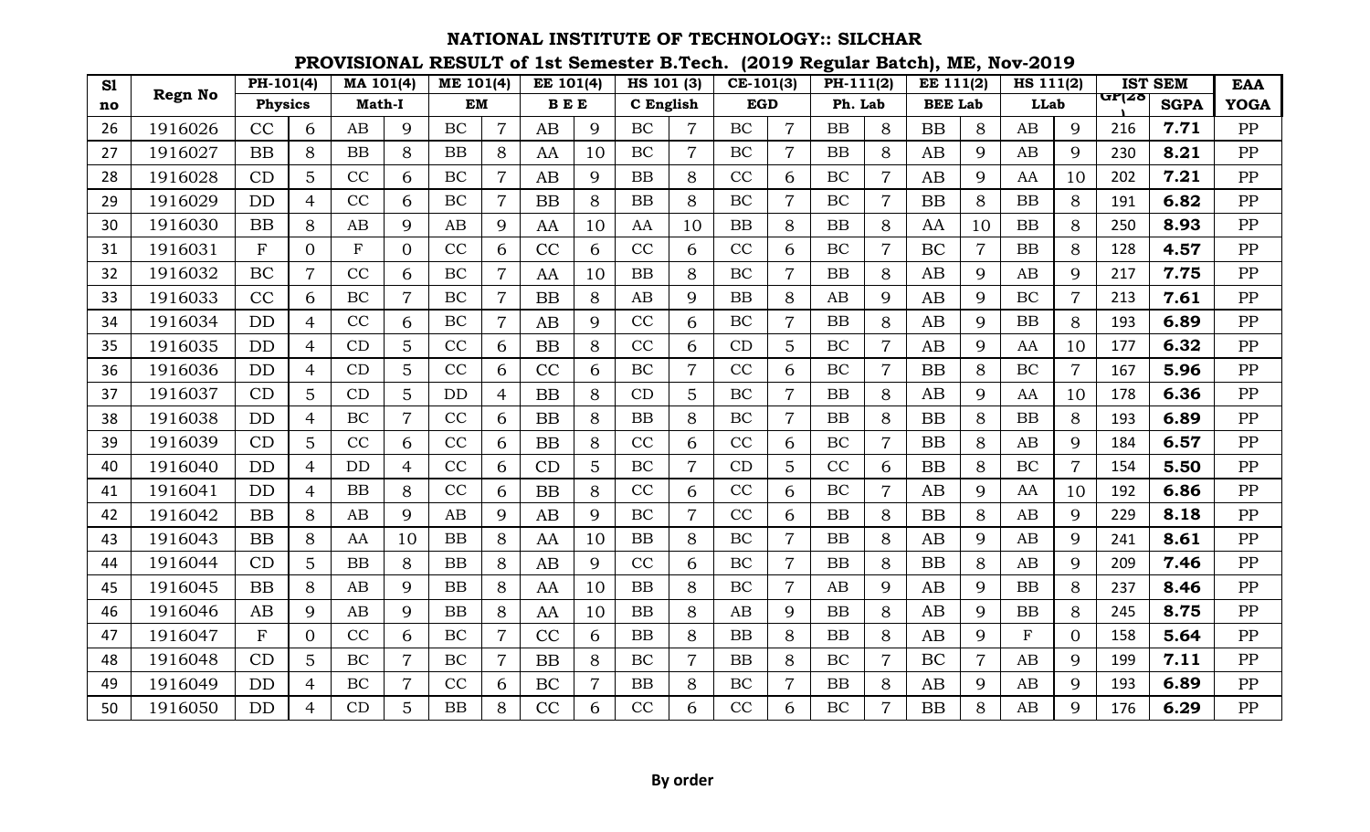# NATIONAL INSTITUTE OF TECHNOLOGY:: SILCHAR

## PROVISIONAL RESULT of 1st Semester B.Tech. (2019 Regular Batch), ME, Nov-2019

| Sl no | Regn No | PH-101(4) | | MA 101(4) | | ME 101(4) | | EE 101(4) | | HS 101 (3) | | CE-101(3) | | PH-111(2) | | EE 111(2) | | HS 111(2) | | IST SEM | | EAA |
|---|---|---|---|---|---|---|---|---|---|---|---|---|---|---|---|---|---|---|---|---|---|---|
| | | Physics | | Math-I | | EM | | B E E | | C English | | EGD | | Ph. Lab | | BEE Lab | | LLab | | GP(28) | SGPA | YOGA |
| 26 | 1916026 | CC | 6 | AB | 9 | BC | 7 | AB | 9 | BC | 7 | BC | 7 | BB | 8 | BB | 8 | AB | 9 | 216 | **7.71** | PP |
| 27 | 1916027 | BB | 8 | BB | 8 | BB | 8 | AA | 10 | BC | 7 | BC | 7 | BB | 8 | AB | 9 | AB | 9 | 230 | **8.21** | PP |
| 28 | 1916028 | CD | 5 | CC | 6 | BC | 7 | AB | 9 | BB | 8 | CC | 6 | BC | 7 | AB | 9 | AA | 10 | 202 | **7.21** | PP |
| 29 | 1916029 | DD | 4 | CC | 6 | BC | 7 | BB | 8 | BB | 8 | BC | 7 | BC | 7 | BB | 8 | BB | 8 | 191 | **6.82** | PP |
| 30 | 1916030 | BB | 8 | AB | 9 | AB | 9 | AA | 10 | AA | 10 | BB | 8 | BB | 8 | AA | 10 | BB | 8 | 250 | **8.93** | PP |
| 31 | 1916031 | F | 0 | F | 0 | CC | 6 | CC | 6 | CC | 6 | CC | 6 | BC | 7 | BC | 7 | BB | 8 | 128 | **4.57** | PP |
| 32 | 1916032 | BC | 7 | CC | 6 | BC | 7 | AA | 10 | BB | 8 | BC | 7 | BB | 8 | AB | 9 | AB | 9 | 217 | **7.75** | PP |
| 33 | 1916033 | CC | 6 | BC | 7 | BC | 7 | BB | 8 | AB | 9 | BB | 8 | AB | 9 | AB | 9 | BC | 7 | 213 | **7.61** | PP |
| 34 | 1916034 | DD | 4 | CC | 6 | BC | 7 | AB | 9 | CC | 6 | BC | 7 | BB | 8 | AB | 9 | BB | 8 | 193 | **6.89** | PP |
| 35 | 1916035 | DD | 4 | CD | 5 | CC | 6 | BB | 8 | CC | 6 | CD | 5 | BC | 7 | AB | 9 | AA | 10 | 177 | **6.32** | PP |
| 36 | 1916036 | DD | 4 | CD | 5 | CC | 6 | CC | 6 | BC | 7 | CC | 6 | BC | 7 | BB | 8 | BC | 7 | 167 | **5.96** | PP |
| 37 | 1916037 | CD | 5 | CD | 5 | DD | 4 | BB | 8 | CD | 5 | BC | 7 | BB | 8 | AB | 9 | AA | 10 | 178 | **6.36** | PP |
| 38 | 1916038 | DD | 4 | BC | 7 | CC | 6 | BB | 8 | BB | 8 | BC | 7 | BB | 8 | BB | 8 | BB | 8 | 193 | **6.89** | PP |
| 39 | 1916039 | CD | 5 | CC | 6 | CC | 6 | BB | 8 | CC | 6 | CC | 6 | BC | 7 | BB | 8 | AB | 9 | 184 | **6.57** | PP |
| 40 | 1916040 | DD | 4 | DD | 4 | CC | 6 | CD | 5 | BC | 7 | CD | 5 | CC | 6 | BB | 8 | BC | 7 | 154 | **5.50** | PP |
| 41 | 1916041 | DD | 4 | BB | 8 | CC | 6 | BB | 8 | CC | 6 | CC | 6 | BC | 7 | AB | 9 | AA | 10 | 192 | **6.86** | PP |
| 42 | 1916042 | BB | 8 | AB | 9 | AB | 9 | AB | 9 | BC | 7 | CC | 6 | BB | 8 | BB | 8 | AB | 9 | 229 | **8.18** | PP |
| 43 | 1916043 | BB | 8 | AA | 10 | BB | 8 | AA | 10 | BB | 8 | BC | 7 | BB | 8 | AB | 9 | AB | 9 | 241 | **8.61** | PP |
| 44 | 1916044 | CD | 5 | BB | 8 | BB | 8 | AB | 9 | CC | 6 | BC | 7 | BB | 8 | BB | 8 | AB | 9 | 209 | **7.46** | PP |
| 45 | 1916045 | BB | 8 | AB | 9 | BB | 8 | AA | 10 | BB | 8 | BC | 7 | AB | 9 | AB | 9 | BB | 8 | 237 | **8.46** | PP |
| 46 | 1916046 | AB | 9 | AB | 9 | BB | 8 | AA | 10 | BB | 8 | AB | 9 | BB | 8 | AB | 9 | BB | 8 | 245 | **8.75** | PP |
| 47 | 1916047 | F | 0 | CC | 6 | BC | 7 | CC | 6 | BB | 8 | BB | 8 | BB | 8 | AB | 9 | F | 0 | 158 | **5.64** | PP |
| 48 | 1916048 | CD | 5 | BC | 7 | BC | 7 | BB | 8 | BC | 7 | BB | 8 | BC | 7 | BC | 7 | AB | 9 | 199 | **7.11** | PP |
| 49 | 1916049 | DD | 4 | BC | 7 | CC | 6 | BC | 7 | BB | 8 | BC | 7 | BB | 8 | AB | 9 | AB | 9 | 193 | **6.89** | PP |
| 50 | 1916050 | DD | 4 | CD | 5 | BB | 8 | CC | 6 | CC | 6 | CC | 6 | BC | 7 | BB | 8 | AB | 9 | 176 | **6.29** | PP |

**By order**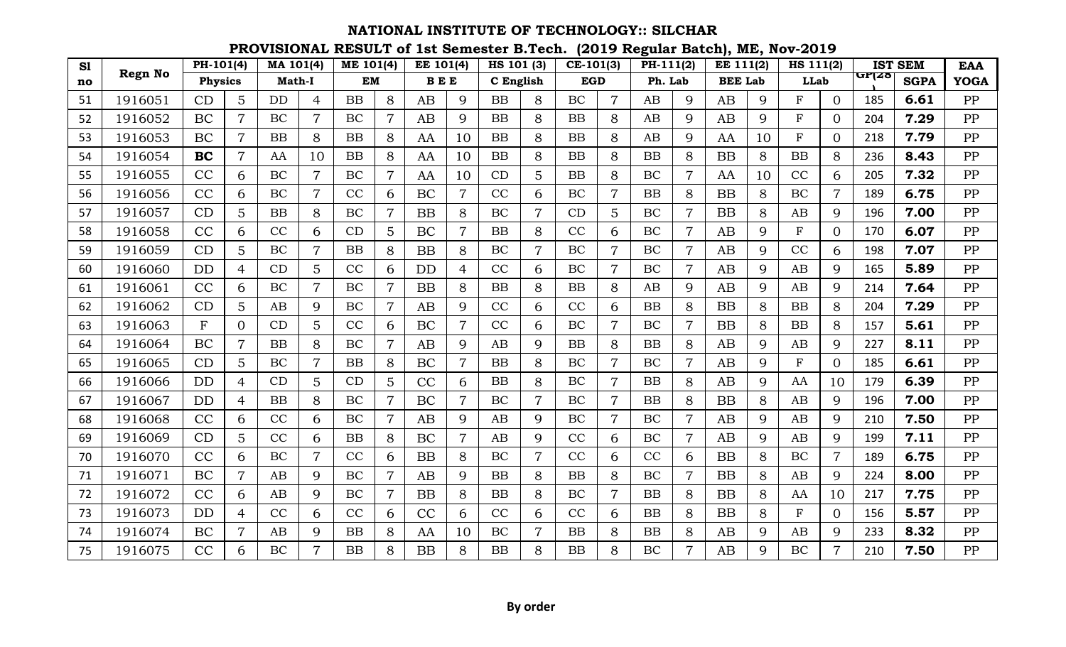# NATIONAL INSTITUTE OF TECHNOLOGY:: SILCHAR

## PROVISIONAL RESULT of 1st Semester B.Tech. (2019 Regular Batch), ME, Nov-2019

| Sl no | Regn No | PH-101(4) | | MA 101(4) | | ME 101(4) | | EE 101(4) | | HS 101 (3) | | CE-101(3) | | PH-111(2) | | EE 111(2) | | HS 111(2) | | IST SEM | | EAA |
|---|---|---|---|---|---|---|---|---|---|---|---|---|---|---|---|---|---|---|---|---|---|---|
| | | Physics | | Math-I | | EM | | B E E | | C English | | EGD | | Ph. Lab | | BEE Lab | | LLab | | GP(28) | SGPA | YOGA |
| 51 | 1916051 | CD | 5 | DD | 4 | BB | 8 | AB | 9 | BB | 8 | BC | 7 | AB | 9 | AB | 9 | F | 0 | 185 | **6.61** | PP |
| 52 | 1916052 | BC | 7 | BC | 7 | BC | 7 | AB | 9 | BB | 8 | BB | 8 | AB | 9 | AB | 9 | F | 0 | 204 | **7.29** | PP |
| 53 | 1916053 | BC | 7 | BB | 8 | BB | 8 | AA | 10 | BB | 8 | BB | 8 | AB | 9 | AA | 10 | F | 0 | 218 | **7.79** | PP |
| 54 | 1916054 | **BC** | 7 | AA | 10 | BB | 8 | AA | 10 | BB | 8 | BB | 8 | BB | 8 | BB | 8 | BB | 8 | 236 | **8.43** | PP |
| 55 | 1916055 | CC | 6 | BC | 7 | BC | 7 | AA | 10 | CD | 5 | BB | 8 | BC | 7 | AA | 10 | CC | 6 | 205 | **7.32** | PP |
| 56 | 1916056 | CC | 6 | BC | 7 | CC | 6 | BC | 7 | CC | 6 | BC | 7 | BB | 8 | BB | 8 | BC | 7 | 189 | **6.75** | PP |
| 57 | 1916057 | CD | 5 | BB | 8 | BC | 7 | BB | 8 | BC | 7 | CD | 5 | BC | 7 | BB | 8 | AB | 9 | 196 | **7.00** | PP |
| 58 | 1916058 | CC | 6 | CC | 6 | CD | 5 | BC | 7 | BB | 8 | CC | 6 | BC | 7 | AB | 9 | F | 0 | 170 | **6.07** | PP |
| 59 | 1916059 | CD | 5 | BC | 7 | BB | 8 | BB | 8 | BC | 7 | BC | 7 | BC | 7 | AB | 9 | CC | 6 | 198 | **7.07** | PP |
| 60 | 1916060 | DD | 4 | CD | 5 | CC | 6 | DD | 4 | CC | 6 | BC | 7 | BC | 7 | AB | 9 | AB | 9 | 165 | **5.89** | PP |
| 61 | 1916061 | CC | 6 | BC | 7 | BC | 7 | BB | 8 | BB | 8 | BB | 8 | AB | 9 | AB | 9 | AB | 9 | 214 | **7.64** | PP |
| 62 | 1916062 | CD | 5 | AB | 9 | BC | 7 | AB | 9 | CC | 6 | CC | 6 | BB | 8 | BB | 8 | BB | 8 | 204 | **7.29** | PP |
| 63 | 1916063 | F | 0 | CD | 5 | CC | 6 | BC | 7 | CC | 6 | BC | 7 | BC | 7 | BB | 8 | BB | 8 | 157 | **5.61** | PP |
| 64 | 1916064 | BC | 7 | BB | 8 | BC | 7 | AB | 9 | AB | 9 | BB | 8 | BB | 8 | AB | 9 | AB | 9 | 227 | **8.11** | PP |
| 65 | 1916065 | CD | 5 | BC | 7 | BB | 8 | BC | 7 | BB | 8 | BC | 7 | BC | 7 | AB | 9 | F | 0 | 185 | **6.61** | PP |
| 66 | 1916066 | DD | 4 | CD | 5 | CD | 5 | CC | 6 | BB | 8 | BC | 7 | BB | 8 | AB | 9 | AA | 10 | 179 | **6.39** | PP |
| 67 | 1916067 | DD | 4 | BB | 8 | BC | 7 | BC | 7 | BC | 7 | BC | 7 | BB | 8 | BB | 8 | AB | 9 | 196 | **7.00** | PP |
| 68 | 1916068 | CC | 6 | CC | 6 | BC | 7 | AB | 9 | AB | 9 | BC | 7 | BC | 7 | AB | 9 | AB | 9 | 210 | **7.50** | PP |
| 69 | 1916069 | CD | 5 | CC | 6 | BB | 8 | BC | 7 | AB | 9 | CC | 6 | BC | 7 | AB | 9 | AB | 9 | 199 | **7.11** | PP |
| 70 | 1916070 | CC | 6 | BC | 7 | CC | 6 | BB | 8 | BC | 7 | CC | 6 | CC | 6 | BB | 8 | BC | 7 | 189 | **6.75** | PP |
| 71 | 1916071 | BC | 7 | AB | 9 | BC | 7 | AB | 9 | BB | 8 | BB | 8 | BC | 7 | BB | 8 | AB | 9 | 224 | **8.00** | PP |
| 72 | 1916072 | CC | 6 | AB | 9 | BC | 7 | BB | 8 | BB | 8 | BC | 7 | BB | 8 | BB | 8 | AA | 10 | 217 | **7.75** | PP |
| 73 | 1916073 | DD | 4 | CC | 6 | CC | 6 | CC | 6 | CC | 6 | CC | 6 | BB | 8 | BB | 8 | F | 0 | 156 | **5.57** | PP |
| 74 | 1916074 | BC | 7 | AB | 9 | BB | 8 | AA | 10 | BC | 7 | BB | 8 | BB | 8 | AB | 9 | AB | 9 | 233 | **8.32** | PP |
| 75 | 1916075 | CC | 6 | BC | 7 | BB | 8 | BB | 8 | BB | 8 | BB | 8 | BC | 7 | AB | 9 | BC | 7 | 210 | **7.50** | PP |

**By order**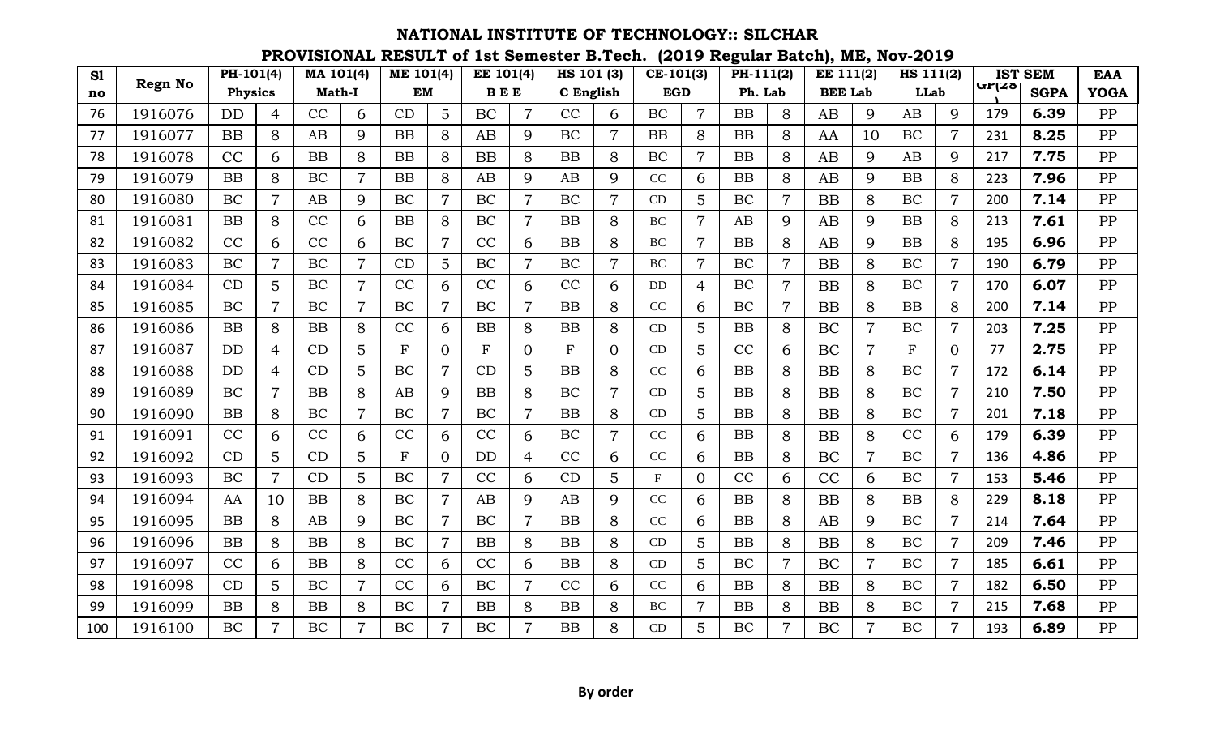# NATIONAL INSTITUTE OF TECHNOLOGY:: SILCHAR

## PROVISIONAL RESULT of 1st Semester B.Tech. (2019 Regular Batch), ME, Nov-2019

| Sl no | Regn No | PH-101(4) | | MA 101(4) | | ME 101(4) | | EE 101(4) | | HS 101 (3) | | CE-101(3) | | PH-111(2) | | EE 111(2) | | HS 111(2) | | IST SEM | | EAA |
|---|---|---|---|---|---|---|---|---|---|---|---|---|---|---|---|---|---|---|---|---|---|---|
| | | Physics | | Math-I | | EM | | B E E | | C English | | EGD | | Ph. Lab | | BEE Lab | | LLab | | GP(28) | SGPA | YOGA |
| 76 | 1916076 | DD | 4 | CC | 6 | CD | 5 | BC | 7 | CC | 6 | BC | 7 | BB | 8 | AB | 9 | AB | 9 | 179 | **6.39** | PP |
| 77 | 1916077 | BB | 8 | AB | 9 | BB | 8 | AB | 9 | BC | 7 | BB | 8 | BB | 8 | AA | 10 | BC | 7 | 231 | **8.25** | PP |
| 78 | 1916078 | CC | 6 | BB | 8 | BB | 8 | BB | 8 | BB | 8 | BC | 7 | BB | 8 | AB | 9 | AB | 9 | 217 | **7.75** | PP |
| 79 | 1916079 | BB | 8 | BC | 7 | BB | 8 | AB | 9 | AB | 9 | CC | 6 | BB | 8 | AB | 9 | BB | 8 | 223 | **7.96** | PP |
| 80 | 1916080 | BC | 7 | AB | 9 | BC | 7 | BC | 7 | BC | 7 | CD | 5 | BC | 7 | BB | 8 | BC | 7 | 200 | **7.14** | PP |
| 81 | 1916081 | BB | 8 | CC | 6 | BB | 8 | BC | 7 | BB | 8 | BC | 7 | AB | 9 | AB | 9 | BB | 8 | 213 | **7.61** | PP |
| 82 | 1916082 | CC | 6 | CC | 6 | BC | 7 | CC | 6 | BB | 8 | BC | 7 | BB | 8 | AB | 9 | BB | 8 | 195 | **6.96** | PP |
| 83 | 1916083 | BC | 7 | BC | 7 | CD | 5 | BC | 7 | BC | 7 | BC | 7 | BC | 7 | BB | 8 | BC | 7 | 190 | **6.79** | PP |
| 84 | 1916084 | CD | 5 | BC | 7 | CC | 6 | CC | 6 | CC | 6 | DD | 4 | BC | 7 | BB | 8 | BC | 7 | 170 | **6.07** | PP |
| 85 | 1916085 | BC | 7 | BC | 7 | BC | 7 | BC | 7 | BB | 8 | CC | 6 | BC | 7 | BB | 8 | BB | 8 | 200 | **7.14** | PP |
| 86 | 1916086 | BB | 8 | BB | 8 | CC | 6 | BB | 8 | BB | 8 | CD | 5 | BB | 8 | BC | 7 | BC | 7 | 203 | **7.25** | PP |
| 87 | 1916087 | DD | 4 | CD | 5 | F | 0 | F | 0 | F | 0 | CD | 5 | CC | 6 | BC | 7 | F | 0 | 77 | **2.75** | PP |
| 88 | 1916088 | DD | 4 | CD | 5 | BC | 7 | CD | 5 | BB | 8 | CC | 6 | BB | 8 | BB | 8 | BC | 7 | 172 | **6.14** | PP |
| 89 | 1916089 | BC | 7 | BB | 8 | AB | 9 | BB | 8 | BC | 7 | CD | 5 | BB | 8 | BB | 8 | BC | 7 | 210 | **7.50** | PP |
| 90 | 1916090 | BB | 8 | BC | 7 | BC | 7 | BC | 7 | BB | 8 | CD | 5 | BB | 8 | BB | 8 | BC | 7 | 201 | **7.18** | PP |
| 91 | 1916091 | CC | 6 | CC | 6 | CC | 6 | CC | 6 | BC | 7 | CC | 6 | BB | 8 | BB | 8 | CC | 6 | 179 | **6.39** | PP |
| 92 | 1916092 | CD | 5 | CD | 5 | F | 0 | DD | 4 | CC | 6 | CC | 6 | BB | 8 | BC | 7 | BC | 7 | 136 | **4.86** | PP |
| 93 | 1916093 | BC | 7 | CD | 5 | BC | 7 | CC | 6 | CD | 5 | F | 0 | CC | 6 | CC | 6 | BC | 7 | 153 | **5.46** | PP |
| 94 | 1916094 | AA | 10 | BB | 8 | BC | 7 | AB | 9 | AB | 9 | CC | 6 | BB | 8 | BB | 8 | BB | 8 | 229 | **8.18** | PP |
| 95 | 1916095 | BB | 8 | AB | 9 | BC | 7 | BC | 7 | BB | 8 | CC | 6 | BB | 8 | AB | 9 | BC | 7 | 214 | **7.64** | PP |
| 96 | 1916096 | BB | 8 | BB | 8 | BC | 7 | BB | 8 | BB | 8 | CD | 5 | BB | 8 | BB | 8 | BC | 7 | 209 | **7.46** | PP |
| 97 | 1916097 | CC | 6 | BB | 8 | CC | 6 | CC | 6 | BB | 8 | CD | 5 | BC | 7 | BC | 7 | BC | 7 | 185 | **6.61** | PP |
| 98 | 1916098 | CD | 5 | BC | 7 | CC | 6 | BC | 7 | CC | 6 | CC | 6 | BB | 8 | BB | 8 | BC | 7 | 182 | **6.50** | PP |
| 99 | 1916099 | BB | 8 | BB | 8 | BC | 7 | BB | 8 | BB | 8 | BC | 7 | BB | 8 | BB | 8 | BC | 7 | 215 | **7.68** | PP |
| 100 | 1916100 | BC | 7 | BC | 7 | BC | 7 | BC | 7 | BB | 8 | CD | 5 | BC | 7 | BC | 7 | BC | 7 | 193 | **6.89** | PP |

**By order**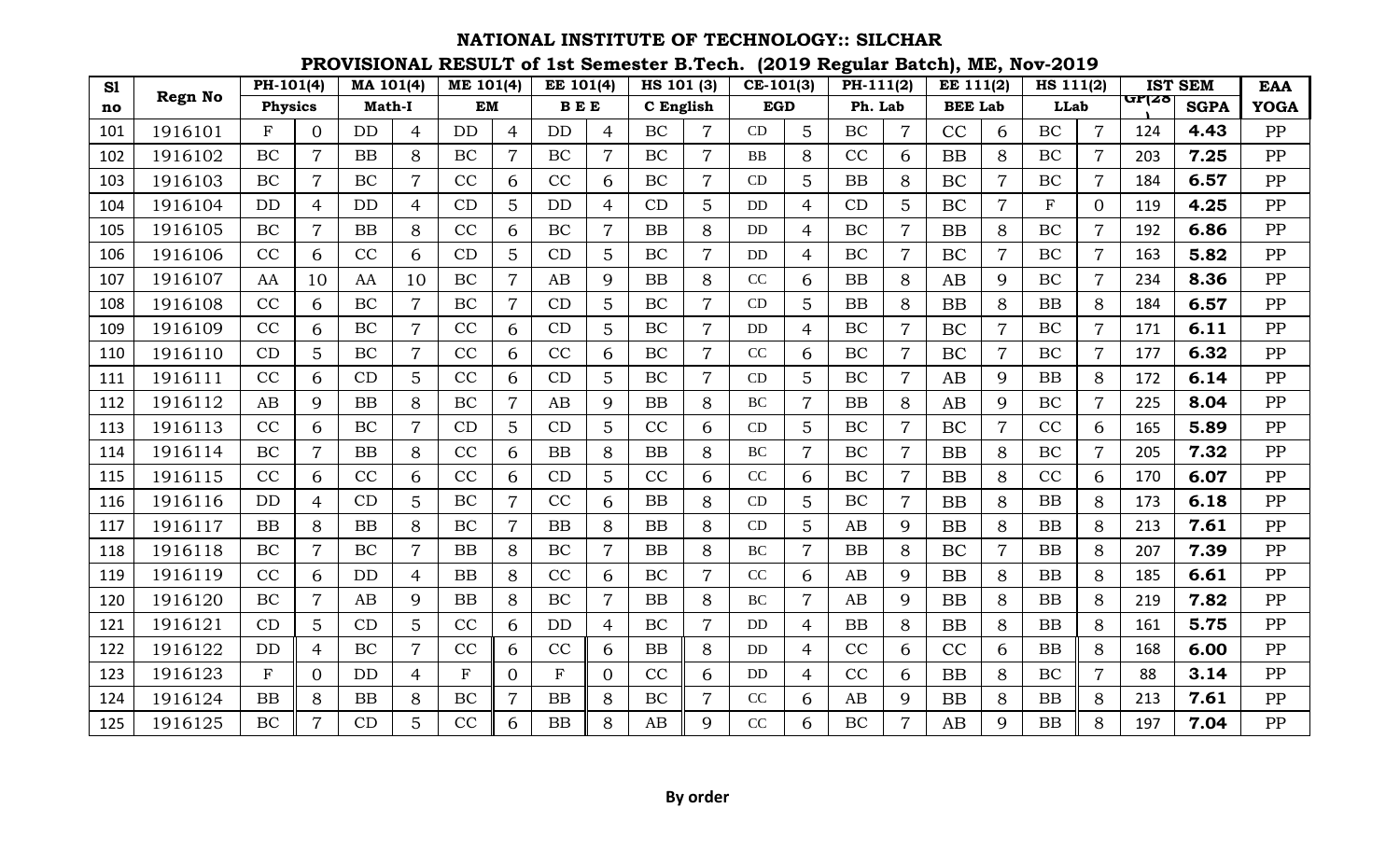# NATIONAL INSTITUTE OF TECHNOLOGY:: SILCHAR

## PROVISIONAL RESULT of 1st Semester B.Tech. (2019 Regular Batch), ME, Nov-2019

| Sl no | Regn No | PH-101(4) | | MA 101(4) | | ME 101(4) | | EE 101(4) | | HS 101 (3) | | CE-101(3) | | PH-111(2) | | EE 111(2) | | HS 111(2) | | IST SEM | | EAA |
|---|---|---|---|---|---|---|---|---|---|---|---|---|---|---|---|---|---|---|---|---|---|---|
| | | Physics | | Math-I | | EM | | B E E | | C English | | EGD | | Ph. Lab | | BEE Lab | | LLab | | GP(28) | SGPA | YOGA |
| 101 | 1916101 | F | 0 | DD | 4 | DD | 4 | DD | 4 | BC | 7 | CD | 5 | BC | 7 | CC | 6 | BC | 7 | 124 | **4.43** | PP |
| 102 | 1916102 | BC | 7 | BB | 8 | BC | 7 | BC | 7 | BC | 7 | BB | 8 | CC | 6 | BB | 8 | BC | 7 | 203 | **7.25** | PP |
| 103 | 1916103 | BC | 7 | BC | 7 | CC | 6 | CC | 6 | BC | 7 | CD | 5 | BB | 8 | BC | 7 | BC | 7 | 184 | **6.57** | PP |
| 104 | 1916104 | DD | 4 | DD | 4 | CD | 5 | DD | 4 | CD | 5 | DD | 4 | CD | 5 | BC | 7 | F | 0 | 119 | **4.25** | PP |
| 105 | 1916105 | BC | 7 | BB | 8 | CC | 6 | BC | 7 | BB | 8 | DD | 4 | BC | 7 | BB | 8 | BC | 7 | 192 | **6.86** | PP |
| 106 | 1916106 | CC | 6 | CC | 6 | CD | 5 | CD | 5 | BC | 7 | DD | 4 | BC | 7 | BC | 7 | BC | 7 | 163 | **5.82** | PP |
| 107 | 1916107 | AA | 10 | AA | 10 | BC | 7 | AB | 9 | BB | 8 | CC | 6 | BB | 8 | AB | 9 | BC | 7 | 234 | **8.36** | PP |
| 108 | 1916108 | CC | 6 | BC | 7 | BC | 7 | CD | 5 | BC | 7 | CD | 5 | BB | 8 | BB | 8 | BB | 8 | 184 | **6.57** | PP |
| 109 | 1916109 | CC | 6 | BC | 7 | CC | 6 | CD | 5 | BC | 7 | DD | 4 | BC | 7 | BC | 7 | BC | 7 | 171 | **6.11** | PP |
| 110 | 1916110 | CD | 5 | BC | 7 | CC | 6 | CC | 6 | BC | 7 | CC | 6 | BC | 7 | BC | 7 | BC | 7 | 177 | **6.32** | PP |
| 111 | 1916111 | CC | 6 | CD | 5 | CC | 6 | CD | 5 | BC | 7 | CD | 5 | BC | 7 | AB | 9 | BB | 8 | 172 | **6.14** | PP |
| 112 | 1916112 | AB | 9 | BB | 8 | BC | 7 | AB | 9 | BB | 8 | BC | 7 | BB | 8 | AB | 9 | BC | 7 | 225 | **8.04** | PP |
| 113 | 1916113 | CC | 6 | BC | 7 | CD | 5 | CD | 5 | CC | 6 | CD | 5 | BC | 7 | BC | 7 | CC | 6 | 165 | **5.89** | PP |
| 114 | 1916114 | BC | 7 | BB | 8 | CC | 6 | BB | 8 | BB | 8 | BC | 7 | BC | 7 | BB | 8 | BC | 7 | 205 | **7.32** | PP |
| 115 | 1916115 | CC | 6 | CC | 6 | CC | 6 | CD | 5 | CC | 6 | CC | 6 | BC | 7 | BB | 8 | CC | 6 | 170 | **6.07** | PP |
| 116 | 1916116 | DD | 4 | CD | 5 | BC | 7 | CC | 6 | BB | 8 | CD | 5 | BC | 7 | BB | 8 | BB | 8 | 173 | **6.18** | PP |
| 117 | 1916117 | BB | 8 | BB | 8 | BC | 7 | BB | 8 | BB | 8 | CD | 5 | AB | 9 | BB | 8 | BB | 8 | 213 | **7.61** | PP |
| 118 | 1916118 | BC | 7 | BC | 7 | BB | 8 | BC | 7 | BB | 8 | BC | 7 | BB | 8 | BC | 7 | BB | 8 | 207 | **7.39** | PP |
| 119 | 1916119 | CC | 6 | DD | 4 | BB | 8 | CC | 6 | BC | 7 | CC | 6 | AB | 9 | BB | 8 | BB | 8 | 185 | **6.61** | PP |
| 120 | 1916120 | BC | 7 | AB | 9 | BB | 8 | BC | 7 | BB | 8 | BC | 7 | AB | 9 | BB | 8 | BB | 8 | 219 | **7.82** | PP |
| 121 | 1916121 | CD | 5 | CD | 5 | CC | 6 | DD | 4 | BC | 7 | DD | 4 | BB | 8 | BB | 8 | BB | 8 | 161 | **5.75** | PP |
| 122 | 1916122 | DD | 4 | BC | 7 | CC | 6 | CC | 6 | BB | 8 | DD | 4 | CC | 6 | CC | 6 | BB | 8 | 168 | **6.00** | PP |
| 123 | 1916123 | F | 0 | DD | 4 | F | 0 | F | 0 | CC | 6 | DD | 4 | CC | 6 | BB | 8 | BC | 7 | 88 | **3.14** | PP |
| 124 | 1916124 | BB | 8 | BB | 8 | BC | 7 | BB | 8 | BC | 7 | CC | 6 | AB | 9 | BB | 8 | BB | 8 | 213 | **7.61** | PP |
| 125 | 1916125 | BC | 7 | CD | 5 | CC | 6 | BB | 8 | AB | 9 | CC | 6 | BC | 7 | AB | 9 | BB | 8 | 197 | **7.04** | PP |

**By order**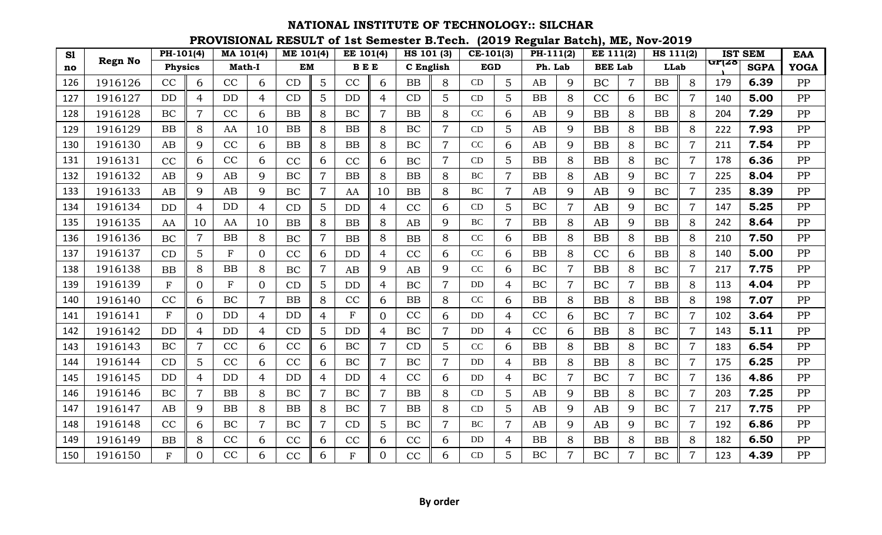# NATIONAL INSTITUTE OF TECHNOLOGY:: SILCHAR

## PROVISIONAL RESULT of 1st Semester B.Tech. (2019 Regular Batch), ME, Nov-2019

| Sl no | Regn No | PH-101(4) | | MA 101(4) | | ME 101(4) | | EE 101(4) | | HS 101 (3) | | CE-101(3) | | PH-111(2) | | EE 111(2) | | HS 111(2) | | IST SEM | | EAA |
|---|---|---|---|---|---|---|---|---|---|---|---|---|---|---|---|---|---|---|---|---|---|---|
| | | Physics | | Math-I | | EM | | B E E | | C English | | EGD | | Ph. Lab | | BEE Lab | | LLab | | GP(28) | SGPA | YOGA |
| 126 | 1916126 | CC | 6 | CC | 6 | CD | 5 | CC | 6 | BB | 8 | CD | 5 | AB | 9 | BC | 7 | BB | 8 | 179 | **6.39** | PP |
| 127 | 1916127 | DD | 4 | DD | 4 | CD | 5 | DD | 4 | CD | 5 | CD | 5 | BB | 8 | CC | 6 | BC | 7 | 140 | **5.00** | PP |
| 128 | 1916128 | BC | 7 | CC | 6 | BB | 8 | BC | 7 | BB | 8 | CC | 6 | AB | 9 | BB | 8 | BB | 8 | 204 | **7.29** | PP |
| 129 | 1916129 | BB | 8 | AA | 10 | BB | 8 | BB | 8 | BC | 7 | CD | 5 | AB | 9 | BB | 8 | BB | 8 | 222 | **7.93** | PP |
| 130 | 1916130 | AB | 9 | CC | 6 | BB | 8 | BB | 8 | BC | 7 | CC | 6 | AB | 9 | BB | 8 | BC | 7 | 211 | **7.54** | PP |
| 131 | 1916131 | CC | 6 | CC | 6 | CC | 6 | CC | 6 | BC | 7 | CD | 5 | BB | 8 | BB | 8 | BC | 7 | 178 | **6.36** | PP |
| 132 | 1916132 | AB | 9 | AB | 9 | BC | 7 | BB | 8 | BB | 8 | BC | 7 | BB | 8 | AB | 9 | BC | 7 | 225 | **8.04** | PP |
| 133 | 1916133 | AB | 9 | AB | 9 | BC | 7 | AA | 10 | BB | 8 | BC | 7 | AB | 9 | AB | 9 | BC | 7 | 235 | **8.39** | PP |
| 134 | 1916134 | DD | 4 | DD | 4 | CD | 5 | DD | 4 | CC | 6 | CD | 5 | BC | 7 | AB | 9 | BC | 7 | 147 | **5.25** | PP |
| 135 | 1916135 | AA | 10 | AA | 10 | BB | 8 | BB | 8 | AB | 9 | BC | 7 | BB | 8 | AB | 9 | BB | 8 | 242 | **8.64** | PP |
| 136 | 1916136 | BC | 7 | BB | 8 | BC | 7 | BB | 8 | BB | 8 | CC | 6 | BB | 8 | BB | 8 | BB | 8 | 210 | **7.50** | PP |
| 137 | 1916137 | CD | 5 | F | 0 | CC | 6 | DD | 4 | CC | 6 | CC | 6 | BB | 8 | CC | 6 | BB | 8 | 140 | **5.00** | PP |
| 138 | 1916138 | BB | 8 | BB | 8 | BC | 7 | AB | 9 | AB | 9 | CC | 6 | BC | 7 | BB | 8 | BC | 7 | 217 | **7.75** | PP |
| 139 | 1916139 | F | 0 | F | 0 | CD | 5 | DD | 4 | BC | 7 | DD | 4 | BC | 7 | BC | 7 | BB | 8 | 113 | **4.04** | PP |
| 140 | 1916140 | CC | 6 | BC | 7 | BB | 8 | CC | 6 | BB | 8 | CC | 6 | BB | 8 | BB | 8 | BB | 8 | 198 | **7.07** | PP |
| 141 | 1916141 | F | 0 | DD | 4 | DD | 4 | F | 0 | CC | 6 | DD | 4 | CC | 6 | BC | 7 | BC | 7 | 102 | **3.64** | PP |
| 142 | 1916142 | DD | 4 | DD | 4 | CD | 5 | DD | 4 | BC | 7 | DD | 4 | CC | 6 | BB | 8 | BC | 7 | 143 | **5.11** | PP |
| 143 | 1916143 | BC | 7 | CC | 6 | CC | 6 | BC | 7 | CD | 5 | CC | 6 | BB | 8 | BB | 8 | BC | 7 | 183 | **6.54** | PP |
| 144 | 1916144 | CD | 5 | CC | 6 | CC | 6 | BC | 7 | BC | 7 | DD | 4 | BB | 8 | BB | 8 | BC | 7 | 175 | **6.25** | PP |
| 145 | 1916145 | DD | 4 | DD | 4 | DD | 4 | DD | 4 | CC | 6 | DD | 4 | BC | 7 | BC | 7 | BC | 7 | 136 | **4.86** | PP |
| 146 | 1916146 | BC | 7 | BB | 8 | BC | 7 | BC | 7 | BB | 8 | CD | 5 | AB | 9 | BB | 8 | BC | 7 | 203 | **7.25** | PP |
| 147 | 1916147 | AB | 9 | BB | 8 | BB | 8 | BC | 7 | BB | 8 | CD | 5 | AB | 9 | AB | 9 | BC | 7 | 217 | **7.75** | PP |
| 148 | 1916148 | CC | 6 | BC | 7 | BC | 7 | CD | 5 | BC | 7 | BC | 7 | AB | 9 | AB | 9 | BC | 7 | 192 | **6.86** | PP |
| 149 | 1916149 | BB | 8 | CC | 6 | CC | 6 | CC | 6 | CC | 6 | DD | 4 | BB | 8 | BB | 8 | BB | 8 | 182 | **6.50** | PP |
| 150 | 1916150 | F | 0 | CC | 6 | CC | 6 | F | 0 | CC | 6 | CD | 5 | BC | 7 | BC | 7 | BC | 7 | 123 | **4.39** | PP |

**By order**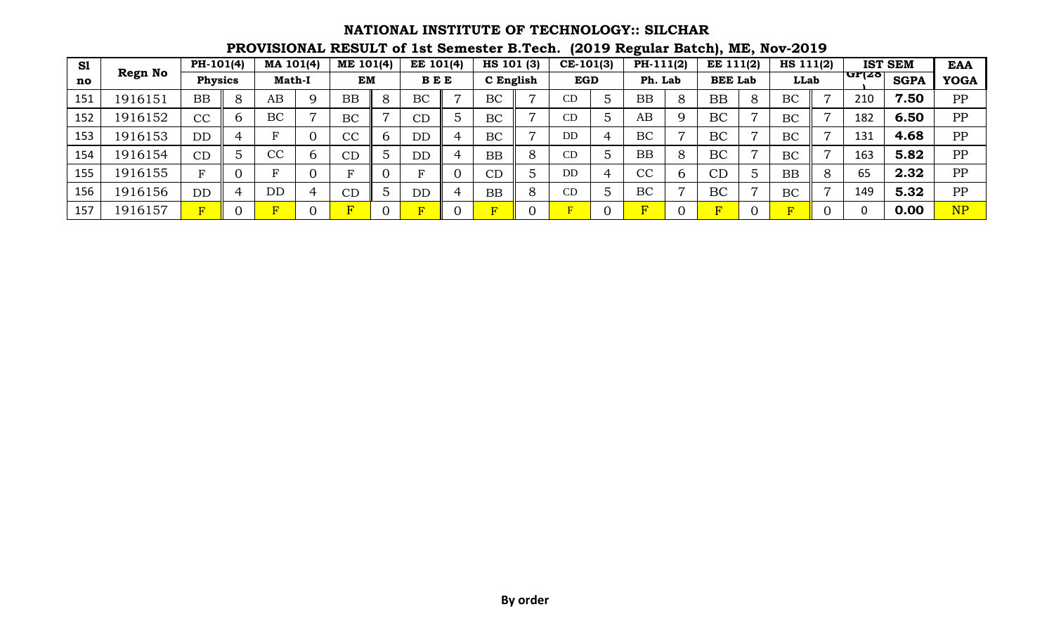**NATIONAL INSTITUTE OF TECHNOLOGY:: SILCHAR**

**PROVISIONAL RESULT of 1st Semester B.Tech. (2019 Regular Batch), ME, Nov-2019**

| Sl no | Regn No | PH-101(4) | | MA 101(4) | | ME 101(4) | | EE 101(4) | | HS 101 (3) | | CE-101(3) | | PH-111(2) | | EE 111(2) | | HS 111(2) | | IST SEM | | EAA |
|---|---|---|---|---|---|---|---|---|---|---|---|---|---|---|---|---|---|---|---|---|---|---|
| | | Physics | | Math-I | | EM | | B E E | | C English | | EGD | | Ph. Lab | | BEE Lab | | LLab | | GP(28) | SGPA | YOGA |
| 151 | 1916151 | BB | 8 | AB | 9 | BB | 8 | BC | 7 | BC | 7 | CD | 5 | BB | 8 | BB | 8 | BC | 7 | 210 | **7.50** | PP |
| 152 | 1916152 | CC | 6 | BC | 7 | BC | 7 | CD | 5 | BC | 7 | CD | 5 | AB | 9 | BC | 7 | BC | 7 | 182 | **6.50** | PP |
| 153 | 1916153 | DD | 4 | F | 0 | CC | 6 | DD | 4 | BC | 7 | DD | 4 | BC | 7 | BC | 7 | BC | 7 | 131 | **4.68** | PP |
| 154 | 1916154 | CD | 5 | CC | 6 | CD | 5 | DD | 4 | BB | 8 | CD | 5 | BB | 8 | BC | 7 | BC | 7 | 163 | **5.82** | PP |
| 155 | 1916155 | F | 0 | F | 0 | F | 0 | F | 0 | CD | 5 | DD | 4 | CC | 6 | CD | 5 | BB | 8 | 65 | **2.32** | PP |
| 156 | 1916156 | DD | 4 | DD | 4 | CD | 5 | DD | 4 | BB | 8 | CD | 5 | BC | 7 | BC | 7 | BC | 7 | 149 | **5.32** | PP |
| 157 | 1916157 | F | 0 | F | 0 | F | 0 | F | 0 | F | 0 | F | 0 | F | 0 | F | 0 | F | 0 | 0 | **0.00** | NP |

**By order**